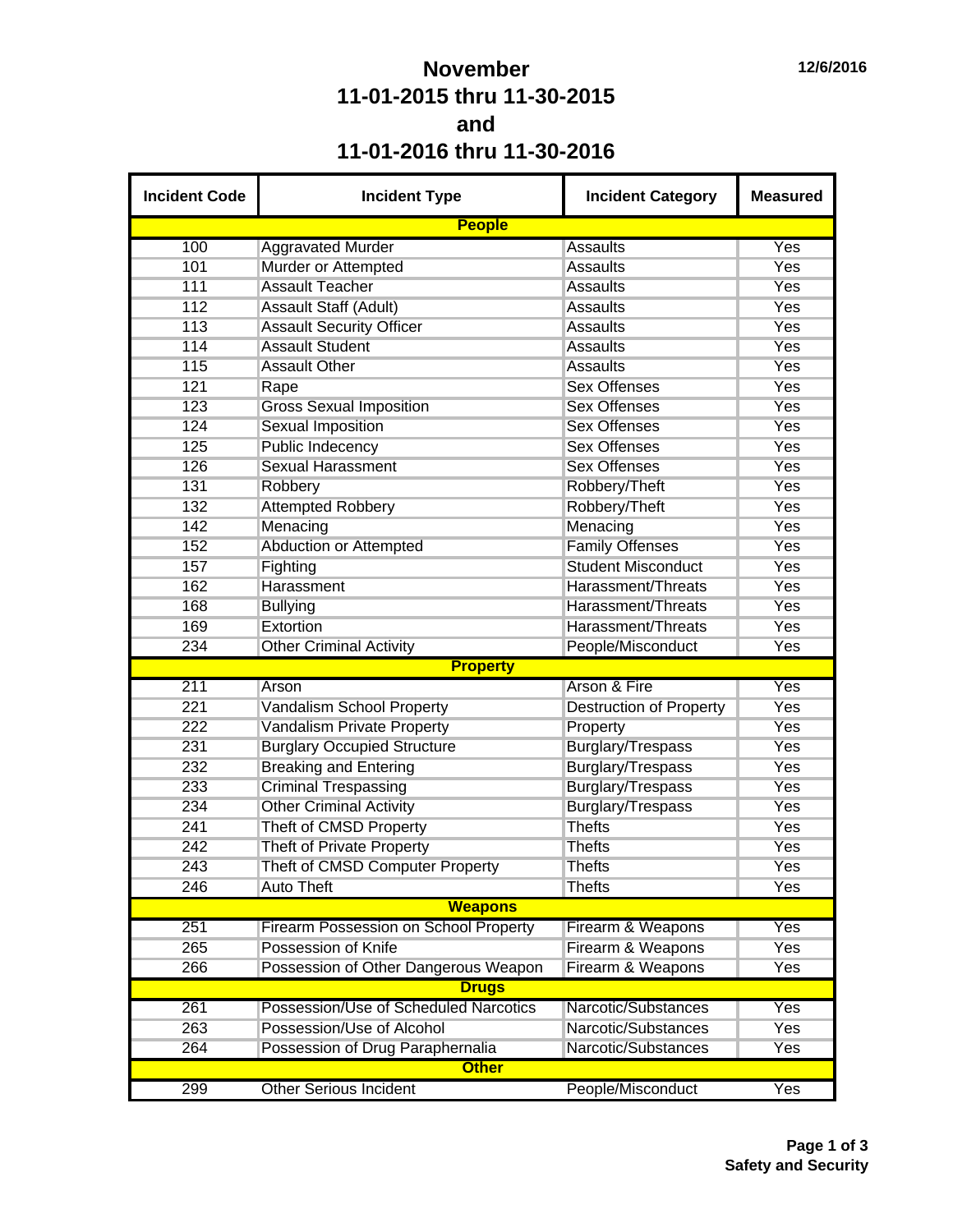# November
# 11-01-2015 thru 11-30-2015
# and
# 11-01-2016 thru 11-30-2016

12/6/2016

| Incident Code | Incident Type | Incident Category | Measured |
|---|---|---|---|
| | **People** | | |
| 100 | Aggravated Murder | Assaults | Yes |
| 101 | Murder or Attempted | Assaults | Yes |
| 111 | Assault Teacher | Assaults | Yes |
| 112 | Assault Staff (Adult) | Assaults | Yes |
| 113 | Assault Security Officer | Assaults | Yes |
| 114 | Assault Student | Assaults | Yes |
| 115 | Assault Other | Assaults | Yes |
| 121 | Rape | Sex Offenses | Yes |
| 123 | Gross Sexual Imposition | Sex Offenses | Yes |
| 124 | Sexual Imposition | Sex Offenses | Yes |
| 125 | Public Indecency | Sex Offenses | Yes |
| 126 | Sexual Harassment | Sex Offenses | Yes |
| 131 | Robbery | Robbery/Theft | Yes |
| 132 | Attempted Robbery | Robbery/Theft | Yes |
| 142 | Menacing | Menacing | Yes |
| 152 | Abduction or Attempted | Family Offenses | Yes |
| 157 | Fighting | Student Misconduct | Yes |
| 162 | Harassment | Harassment/Threats | Yes |
| 168 | Bullying | Harassment/Threats | Yes |
| 169 | Extortion | Harassment/Threats | Yes |
| 234 | Other Criminal Activity | People/Misconduct | Yes |
| | **Property** | | |
| 211 | Arson | Arson & Fire | Yes |
| 221 | Vandalism School Property | Destruction of Property | Yes |
| 222 | Vandalism Private Property | Property | Yes |
| 231 | Burglary Occupied Structure | Burglary/Trespass | Yes |
| 232 | Breaking and Entering | Burglary/Trespass | Yes |
| 233 | Criminal Trespassing | Burglary/Trespass | Yes |
| 234 | Other Criminal Activity | Burglary/Trespass | Yes |
| 241 | Theft of CMSD Property | Thefts | Yes |
| 242 | Theft of Private Property | Thefts | Yes |
| 243 | Theft of CMSD Computer Property | Thefts | Yes |
| 246 | Auto Theft | Thefts | Yes |
| | **Weapons** | | |
| 251 | Firearm Possession on School Property | Firearm & Weapons | Yes |
| 265 | Possession of Knife | Firearm & Weapons | Yes |
| 266 | Possession of Other Dangerous Weapon | Firearm & Weapons | Yes |
| | **Drugs** | | |
| 261 | Possession/Use of Scheduled Narcotics | Narcotic/Substances | Yes |
| 263 | Possession/Use of Alcohol | Narcotic/Substances | Yes |
| 264 | Possession of Drug Paraphernalia | Narcotic/Substances | Yes |
| | **Other** | | |
| 299 | Other Serious Incident | People/Misconduct | Yes |

Safety and Security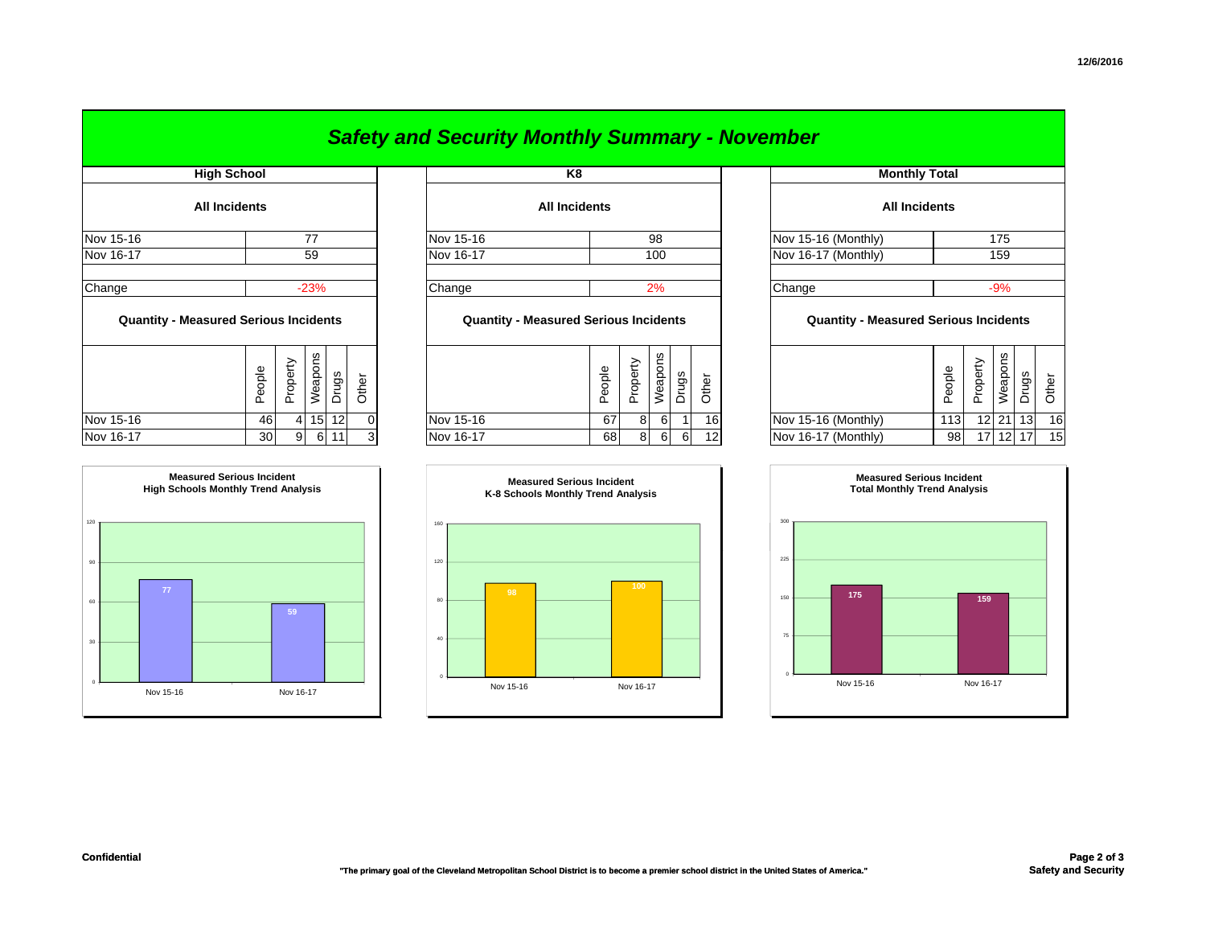# Safety and Security Monthly Summary - November

## High School

### All Incidents

| | |
|---|---|
| Nov 15-16 | 77 |
| Nov 16-17 | 59 |
| | |
| Change | -23% |

### Quantity - Measured Serious Incidents

| | People | Property | Weapons | Drugs | Other |
|---|---|---|---|---|---|
| Nov 15-16 | 46 | 4 | 15 | 12 | 0 |
| Nov 16-17 | 30 | 9 | 6 | 11 | 3 |

**Measured Serious Incident**
**High Schools Monthly Trend Analysis**

| | Nov 15-16 | Nov 16-17 |
|---|---|---|
| Incidents | 77 | 59 |

## K8

### All Incidents

| | |
|---|---|
| Nov 15-16 | 98 |
| Nov 16-17 | 100 |
| | |
| Change | 2% |

### Quantity - Measured Serious Incidents

| | People | Property | Weapons | Drugs | Other |
|---|---|---|---|---|---|
| Nov 15-16 | 67 | 8 | 6 | 1 | 16 |
| Nov 16-17 | 68 | 8 | 6 | 6 | 12 |

**Measured Serious Incident**
**K-8 Schools Monthly Trend Analysis**

| | Nov 15-16 | Nov 16-17 |
|---|---|---|
| Incidents | 98 | 100 |

## Monthly Total

### All Incidents

| | |
|---|---|
| Nov 15-16 (Monthly) | 175 |
| Nov 16-17 (Monthly) | 159 |
| | |
| Change | -9% |

### Quantity - Measured Serious Incidents

| | People | Property | Weapons | Drugs | Other |
|---|---|---|---|---|---|
| Nov 15-16 (Monthly) | 113 | 12 | 21 | 13 | 16 |
| Nov 16-17 (Monthly) | 98 | 17 | 12 | 17 | 15 |

**Measured Serious Incident**
**Total Monthly Trend Analysis**

| | Nov 15-16 | Nov 16-17 |
|---|---|---|
| Incidents | 175 | 159 |

Confidential

"The primary goal of the Cleveland Metropolitan School District is to become a premier school district in the United States of America."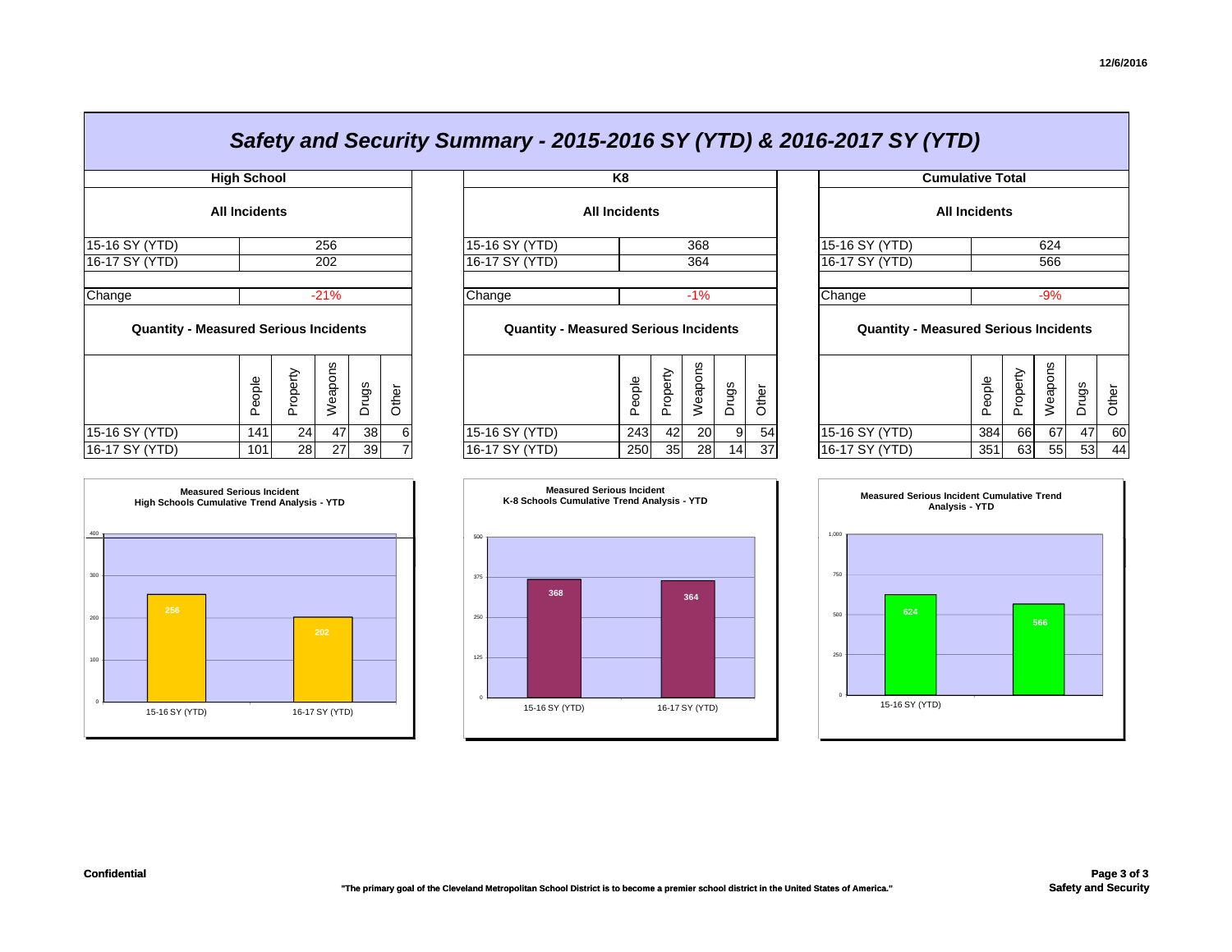# Safety and Security Summary - 2015-2016 SY (YTD) & 2016-2017 SY (YTD)

## High School

### All Incidents

| | |
|---|---|
| 15-16 SY (YTD) | 256 |
| 16-17 SY (YTD) | 202 |
| Change | -21% |

### Quantity - Measured Serious Incidents

| | People | Property | Weapons | Drugs | Other |
|---|---|---|---|---|---|
| 15-16 SY (YTD) | 141 | 24 | 47 | 38 | 6 |
| 16-17 SY (YTD) | 101 | 28 | 27 | 39 | 7 |

## K8

### All Incidents

| | |
|---|---|
| 15-16 SY (YTD) | 368 |
| 16-17 SY (YTD) | 364 |
| Change | -1% |

### Quantity - Measured Serious Incidents

| | People | Property | Weapons | Drugs | Other |
|---|---|---|---|---|---|
| 15-16 SY (YTD) | 243 | 42 | 20 | 9 | 54 |
| 16-17 SY (YTD) | 250 | 35 | 28 | 14 | 37 |

## Cumulative Total

### All Incidents

| | |
|---|---|
| 15-16 SY (YTD) | 624 |
| 16-17 SY (YTD) | 566 |
| Change | -9% |

### Quantity - Measured Serious Incidents

| | People | Property | Weapons | Drugs | Other |
|---|---|---|---|---|---|
| 15-16 SY (YTD) | 384 | 66 | 67 | 47 | 60 |
| 16-17 SY (YTD) | 351 | 63 | 55 | 53 | 44 |

**Measured Serious Incident**
**High Schools Cumulative Trend Analysis - YTD**

400
300
200
100
0
256
202
15-16 SY (YTD)
16-17 SY (YTD)

**Measured Serious Incident**
**K-8 Schools Cumulative Trend Analysis - YTD**

500
375
250
125
0
368
364
15-16 SY (YTD)
16-17 SY (YTD)

**Measured Serious Incident Cumulative Trend Analysis - YTD**

1,000
750
500
250
0
624
566
15-16 SY (YTD)

Confidential

"The primary goal of the Cleveland Metropolitan School District is to become a premier school district in the United States of America."

Safety and Security